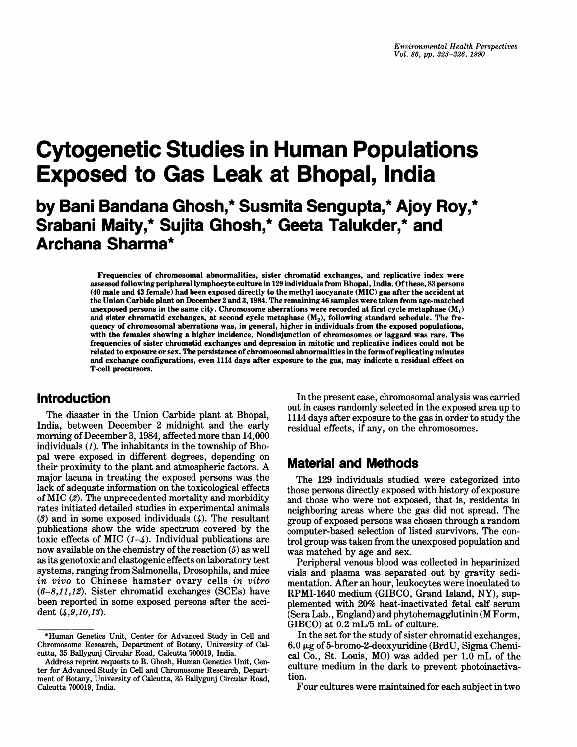# Cytogenetic Studies in Human Populations Exposed to Gas Leak at Bhopal, India

## by Bani Bandana Ghosh,* Susmita Sengupta,* Ajoy Roy,* Srabani Maity,* Sujita Ghosh,* Geeta Talukder,* and Archana Sharma*

**Frequencies of chromosomal abnormalities, sister chromatid exchanges, and replicative index were assessed following peripheral lymphocyte culture in 129 individuals from Bhopal, India. Of these, 83 persons (40 male and 43 female) had been exposed directly to the methyl isocyanate (MIC) gas after the accident at the Union Carbide plant on December 2 and 3, 1984. The remaining 46 samples were taken from age-matched unexposed persons in the same city. Chromosome aberrations were recorded at first cycle metaphase ($M_1$) and sister chromatid exchanges, at second cycle metaphase ($M_2$), following standard schedule. The frequency of chromosomal aberrations was, in general, higher in individuals from the exposed populations, with the females showing a higher incidence. Nondisjunction of chromosomes or laggard was rare. The frequencies of sister chromatid exchanges and depression in mitotic and replicative indices could not be related to exposure or sex. The persistence of chromosomal abnormalities in the form of replicating minutes and exchange configurations, even 1114 days after exposure to the gas, may indicate a residual effect on T-cell precursors.**

## Introduction

The disaster in the Union Carbide plant at Bhopal, India, between December 2 midnight and the early morning of December 3, 1984, affected more than 14,000 individuals (*1*). The inhabitants in the township of Bhopal were exposed in different degrees, depending on their proximity to the plant and atmospheric factors. A major lacuna in treating the exposed persons was the lack of adequate information on the toxicological effects of MIC (*2*). The unprecedented mortality and morbidity rates initiated detailed studies in experimental animals (*3*) and in some exposed individuals (*4*). The resultant publications show the wide spectrum covered by the toxic effects of MIC (*1–4*). Individual publications are now available on the chemistry of the reaction (*5*) as well as its genotoxic and clastogenic effects on laboratory test systems, ranging from Salmonella, Drosophila, and mice *in vivo* to Chinese hamster ovary cells *in vitro* (*6–8,11,12*). Sister chromatid exchanges (SCEs) have been reported in some exposed persons after the accident (*4,9,10,13*).

In the present case, chromosomal analysis was carried out in cases randomly selected in the exposed area up to 1114 days after exposure to the gas in order to study the residual effects, if any, on the chromosomes.

## Material and Methods

The 129 individuals studied were categorized into those persons directly exposed with history of exposure and those who were not exposed, that is, residents in neighboring areas where the gas did not spread. The group of exposed persons was chosen through a random computer-based selection of listed survivors. The control group was taken from the unexposed population and was matched by age and sex.

Peripheral venous blood was collected in heparinized vials and plasma was separated out by gravity sedimentation. After an hour, leukocytes were inoculated to RPMI-1640 medium (GIBCO, Grand Island, NY), supplemented with 20% heat-inactivated fetal calf serum (Sera Lab., England) and phytohemagglutinin (M Form, GIBCO) at 0.2 mL/5 mL of culture.

In the set for the study of sister chromatid exchanges, 6.0 μg of 5-bromo-2-deoxyuridine (BrdU, Sigma Chemical Co., St. Louis, MO) was added per 1.0 mL of the culture medium in the dark to prevent photoinactivation.

Four cultures were maintained for each subject in two

---

*Human Genetics Unit, Center for Advanced Study in Cell and Chromosome Research, Department of Botany, University of Calcutta, 35 Ballygunj Circular Road, Calcutta 700019, India.

Address reprint requests to B. Ghosh, Human Genetics Unit, Center for Advanced Study in Cell and Chromosome Research, Department of Botany, University of Calcutta, 35 Ballygunj Circular Road, Calcutta 700019, India.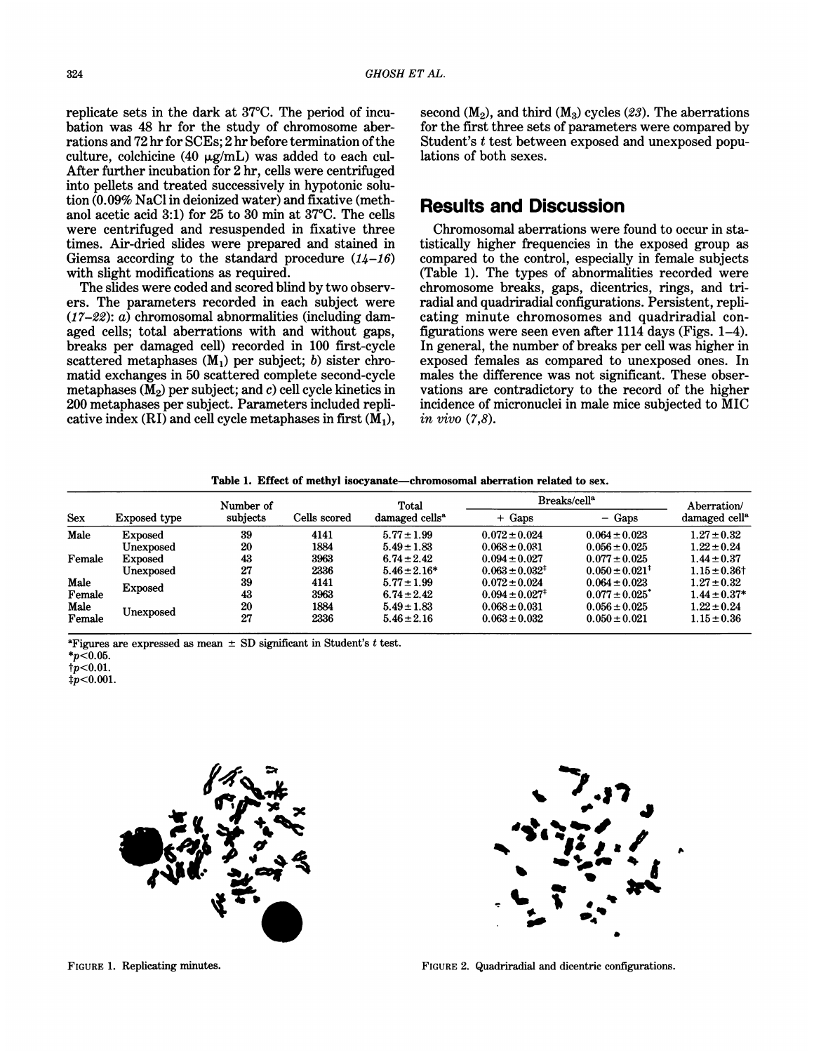replicate sets in the dark at 37°C. The period of incubation was 48 hr for the study of chromosome aberrations and 72 hr for SCEs; 2 hr before termination of the culture, colchicine (40 μg/mL) was added to each cul- After further incubation for 2 hr, cells were centrifuged into pellets and treated successively in hypotonic solution (0.09% NaCl in deionized water) and fixative (methanol acetic acid 3:1) for 25 to 30 min at 37°C. The cells were centrifuged and resuspended in fixative three times. Air-dried slides were prepared and stained in Giemsa according to the standard procedure (*14–16*) with slight modifications as required.

The slides were coded and scored blind by two observers. The parameters recorded in each subject were (*17–22*): *a*) chromosomal abnormalities (including damaged cells; total aberrations with and without gaps, breaks per damaged cell) recorded in 100 first-cycle scattered metaphases ($M_1$) per subject; *b*) sister chromatid exchanges in 50 scattered complete second-cycle metaphases ($M_2$) per subject; and *c*) cell cycle kinetics in 200 metaphases per subject. Parameters included replicative index (RI) and cell cycle metaphases in first ($M_1$), second ($M_2$), and third ($M_3$) cycles (*23*). The aberrations for the first three sets of parameters were compared by Student's *t* test between exposed and unexposed populations of both sexes.

## Results and Discussion

Chromosomal aberrations were found to occur in statistically higher frequencies in the exposed group as compared to the control, especially in female subjects (Table 1). The types of abnormalities recorded were chromosome breaks, gaps, dicentrics, rings, and triradial and quadriradial configurations. Persistent, replicating minute chromosomes and quadriradial configurations were seen even after 1114 days (Figs. 1–4). In general, the number of breaks per cell was higher in exposed females as compared to unexposed ones. In males the difference was not significant. These observations are contradictory to the record of the higher incidence of micronuclei in male mice subjected to MIC *in vivo* (*7,8*).

**Table 1. Effect of methyl isocyanate—chromosomal aberration related to sex.**

| Sex | Exposed type | Number of subjects | Cells scored | Total damaged cells[a] | Breaks/cell[a] | | Aberration/ damaged cell[a] |
|---|---|---|---|---|---|---|---|
| | | | | | + Gaps | − Gaps | |
| Male | Exposed | 39 | 4141 | 5.77 ± 1.99 | 0.072 ± 0.024 | 0.064 ± 0.023 | 1.27 ± 0.32 |
| | Unexposed | 20 | 1884 | 5.49 ± 1.83 | 0.068 ± 0.031 | 0.056 ± 0.025 | 1.22 ± 0.24 |
| Female | Exposed | 43 | 3963 | 6.74 ± 2.42 | 0.094 ± 0.027 | 0.077 ± 0.025 | 1.44 ± 0.37 |
| | Unexposed | 27 | 2336 | 5.46 ± 2.16* | 0.063 ± 0.032‡ | 0.050 ± 0.021‡ | 1.15 ± 0.36† |
| Male | Exposed | 39 | 4141 | 5.77 ± 1.99 | 0.072 ± 0.024 | 0.064 ± 0.023 | 1.27 ± 0.32 |
| Female | | 43 | 3963 | 6.74 ± 2.42 | 0.094 ± 0.027‡ | 0.077 ± 0.025* | 1.44 ± 0.37* |
| Male | Unexposed | 20 | 1884 | 5.49 ± 1.83 | 0.068 ± 0.031 | 0.056 ± 0.025 | 1.22 ± 0.24 |
| Female | | 27 | 2336 | 5.46 ± 2.16 | 0.063 ± 0.032 | 0.050 ± 0.021 | 1.15 ± 0.36 |

[a]Figures are expressed as mean ± SD significant in Student's *t* test.
*$p<0.05$.
†$p<0.01$.
‡$p<0.001$.

FIGURE 1. Replicating minutes.

FIGURE 2. Quadriradial and dicentric configurations.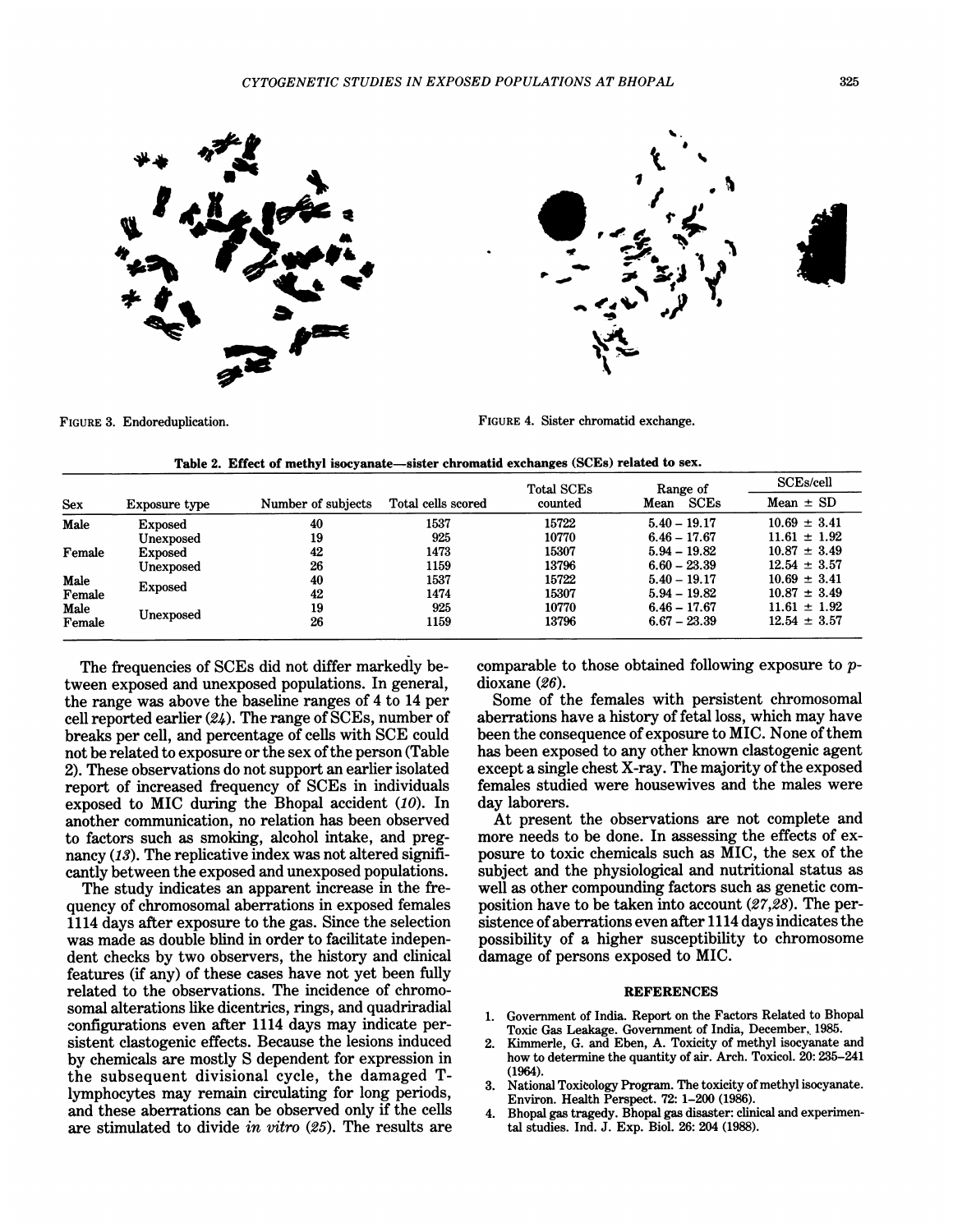FIGURE 3. Endoreduplication.

FIGURE 4. Sister chromatid exchange.

Table 2. Effect of methyl isocyanate—sister chromatid exchanges (SCEs) related to sex.

| Sex | Exposure type | Number of subjects | Total cells scored | Total SCEs counted | Range of Mean SCEs | SCEs/cell Mean ± SD |
|---|---|---|---|---|---|---|
| Male | Exposed | 40 | 1537 | 15722 | 5.40 – 19.17 | 10.69 ± 3.41 |
| | Unexposed | 19 | 925 | 10770 | 6.46 – 17.67 | 11.61 ± 1.92 |
| Female | Exposed | 42 | 1473 | 15307 | 5.94 – 19.82 | 10.87 ± 3.49 |
| | Unexposed | 26 | 1159 | 13796 | 6.60 – 23.39 | 12.54 ± 3.57 |
| Male | Exposed | 40 | 1537 | 15722 | 5.40 – 19.17 | 10.69 ± 3.41 |
| Female | | 42 | 1474 | 15307 | 5.94 – 19.82 | 10.87 ± 3.49 |
| Male | Unexposed | 19 | 925 | 10770 | 6.46 – 17.67 | 11.61 ± 1.92 |
| Female | | 26 | 1159 | 13796 | 6.67 – 23.39 | 12.54 ± 3.57 |

The frequencies of SCEs did not differ markedly between exposed and unexposed populations. In general, the range was above the baseline ranges of 4 to 14 per cell reported earlier (*24*). The range of SCEs, number of breaks per cell, and percentage of cells with SCE could not be related to exposure or the sex of the person (Table 2). These observations do not support an earlier isolated report of increased frequency of SCEs in individuals exposed to MIC during the Bhopal accident (*10*). In another communication, no relation has been observed to factors such as smoking, alcohol intake, and pregnancy (*13*). The replicative index was not altered significantly between the exposed and unexposed populations.

The study indicates an apparent increase in the frequency of chromosomal aberrations in exposed females 1114 days after exposure to the gas. Since the selection was made as double blind in order to facilitate independent checks by two observers, the history and clinical features (if any) of these cases have not yet been fully related to the observations. The incidence of chromosomal alterations like dicentrics, rings, and quadriradial configurations even after 1114 days may indicate persistent clastogenic effects. Because the lesions induced by chemicals are mostly S dependent for expression in the subsequent divisional cycle, the damaged T-lymphocytes may remain circulating for long periods, and these aberrations can be observed only if the cells are stimulated to divide *in vitro* (*25*). The results are comparable to those obtained following exposure to *p*-dioxane (*26*).

Some of the females with persistent chromosomal aberrations have a history of fetal loss, which may have been the consequence of exposure to MIC. None of them has been exposed to any other known clastogenic agent except a single chest X-ray. The majority of the exposed females studied were housewives and the males were day laborers.

At present the observations are not complete and more needs to be done. In assessing the effects of exposure to toxic chemicals such as MIC, the sex of the subject and the physiological and nutritional status as well as other compounding factors such as genetic composition have to be taken into account (*27,28*). The persistence of aberrations even after 1114 days indicates the possibility of a higher susceptibility to chromosome damage of persons exposed to MIC.

## REFERENCES

1. Government of India. Report on the Factors Related to Bhopal Toxic Gas Leakage. Government of India, December, 1985.
2. Kimmerle, G. and Eben, A. Toxicity of methyl isocyanate and how to determine the quantity of air. Arch. Toxicol. 20: 235–241 (1964).
3. National Toxicology Program. The toxicity of methyl isocyanate. Environ. Health Perspect. 72: 1–200 (1986).
4. Bhopal gas tragedy. Bhopal gas disaster: clinical and experimental studies. Ind. J. Exp. Biol. 26: 204 (1988).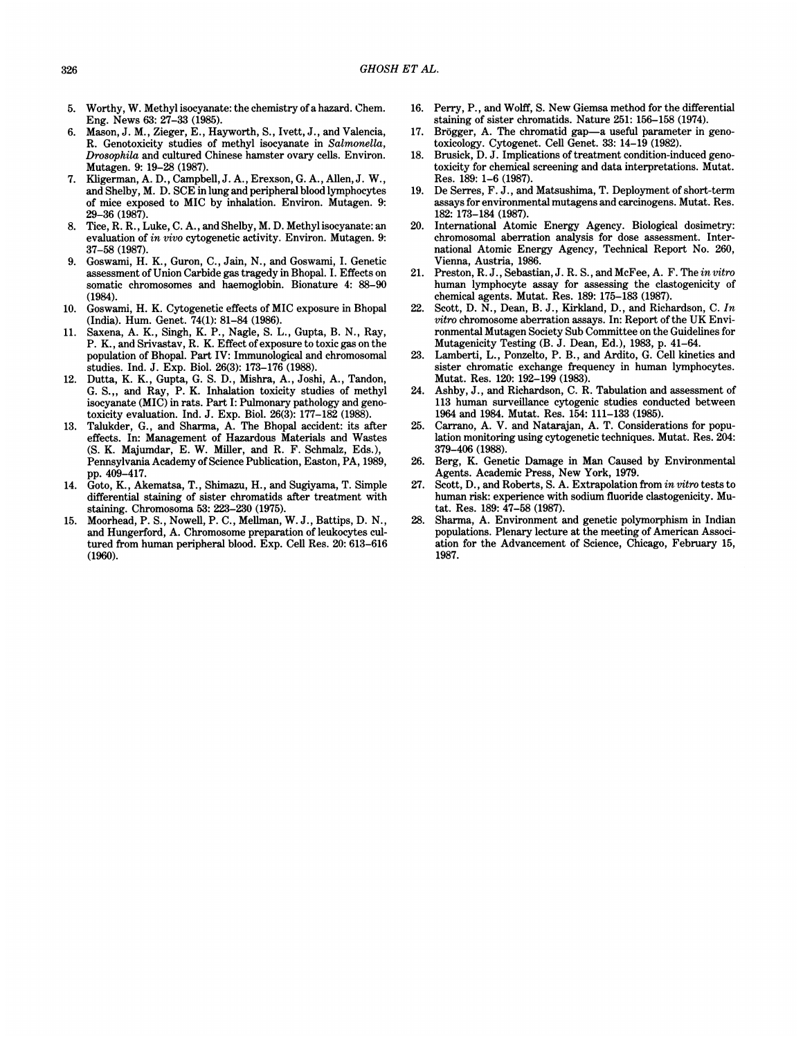5. Worthy, W. Methyl isocyanate: the chemistry of a hazard. Chem. Eng. News 63: 27–33 (1985).
6. Mason, J. M., Zieger, E., Hayworth, S., Ivett, J., and Valencia, R. Genotoxicity studies of methyl isocyanate in *Salmonella*, *Drosophila* and cultured Chinese hamster ovary cells. Environ. Mutagen. 9: 19–28 (1987).
7. Kligerman, A. D., Campbell, J. A., Erexson, G. A., Allen, J. W., and Shelby, M. D. SCE in lung and peripheral blood lymphocytes of mice exposed to MIC by inhalation. Environ. Mutagen. 9: 29–36 (1987).
8. Tice, R. R., Luke, C. A., and Shelby, M. D. Methyl isocyanate: an evaluation of *in vivo* cytogenetic activity. Environ. Mutagen. 9: 37–58 (1987).
9. Goswami, H. K., Guron, C., Jain, N., and Goswami, I. Genetic assessment of Union Carbide gas tragedy in Bhopal. I. Effects on somatic chromosomes and haemoglobin. Bionature 4: 88–90 (1984).
10. Goswami, H. K. Cytogenetic effects of MIC exposure in Bhopal (India). Hum. Genet. 74(1): 81–84 (1986).
11. Saxena, A. K., Singh, K. P., Nagle, S. L., Gupta, B. N., Ray, P. K., and Srivastav, R. K. Effect of exposure to toxic gas on the population of Bhopal. Part IV: Immunological and chromosomal studies. Ind. J. Exp. Biol. 26(3): 173–176 (1988).
12. Dutta, K. K., Gupta, G. S. D., Mishra, A., Joshi, A., Tandon, G. S.,, and Ray, P. K. Inhalation toxicity studies of methyl isocyanate (MIC) in rats. Part I: Pulmonary pathology and genotoxicity evaluation. Ind. J. Exp. Biol. 26(3): 177–182 (1988).
13. Talukder, G., and Sharma, A. The Bhopal accident: its after effects. In: Management of Hazardous Materials and Wastes (S. K. Majumdar, E. W. Miller, and R. F. Schmalz, Eds.), Pennsylvania Academy of Science Publication, Easton, PA, 1989, pp. 409–417.
14. Goto, K., Akematsa, T., Shimazu, H., and Sugiyama, T. Simple differential staining of sister chromatids after treatment with staining. Chromosoma 53: 223–230 (1975).
15. Moorhead, P. S., Nowell, P. C., Mellman, W. J., Battips, D. N., and Hungerford, A. Chromosome preparation of leukocytes cultured from human peripheral blood. Exp. Cell Res. 20: 613–616 (1960).
16. Perry, P., and Wolff, S. New Giemsa method for the differential staining of sister chromatids. Nature 251: 156–158 (1974).
17. Brögger, A. The chromatid gap—a useful parameter in genotoxicology. Cytogenet. Cell Genet. 33: 14–19 (1982).
18. Brusick, D. J. Implications of treatment condition-induced genotoxicity for chemical screening and data interpretations. Mutat. Res. 189: 1–6 (1987).
19. De Serres, F. J., and Matsushima, T. Deployment of short-term assays for environmental mutagens and carcinogens. Mutat. Res. 182: 173–184 (1987).
20. International Atomic Energy Agency. Biological dosimetry: chromosomal aberration analysis for dose assessment. International Atomic Energy Agency, Technical Report No. 260, Vienna, Austria, 1986.
21. Preston, R. J., Sebastian, J. R. S., and McFee, A. F. The *in vitro* human lymphocyte assay for assessing the clastogenicity of chemical agents. Mutat. Res. 189: 175–183 (1987).
22. Scott, D. N., Dean, B. J., Kirkland, D., and Richardson, C. *In vitro* chromosome aberration assays. In: Report of the UK Environmental Mutagen Society Sub Committee on the Guidelines for Mutagenicity Testing (B. J. Dean, Ed.), 1983, p. 41–64.
23. Lamberti, L., Ponzelto, P. B., and Ardito, G. Cell kinetics and sister chromatic exchange frequency in human lymphocytes. Mutat. Res. 120: 192–199 (1983).
24. Ashby, J., and Richardson, C. R. Tabulation and assessment of 113 human surveillance cytogenic studies conducted between 1964 and 1984. Mutat. Res. 154: 111–133 (1985).
25. Carrano, A. V. and Natarajan, A. T. Considerations for population monitoring using cytogenetic techniques. Mutat. Res. 204: 379–406 (1988).
26. Berg, K. Genetic Damage in Man Caused by Environmental Agents. Academic Press, New York, 1979.
27. Scott, D., and Roberts, S. A. Extrapolation from *in vitro* tests to human risk: experience with sodium fluoride clastogenicity. Mutat. Res. 189: 47–58 (1987).
28. Sharma, A. Environment and genetic polymorphism in Indian populations. Plenary lecture at the meeting of American Association for the Advancement of Science, Chicago, February 15, 1987.